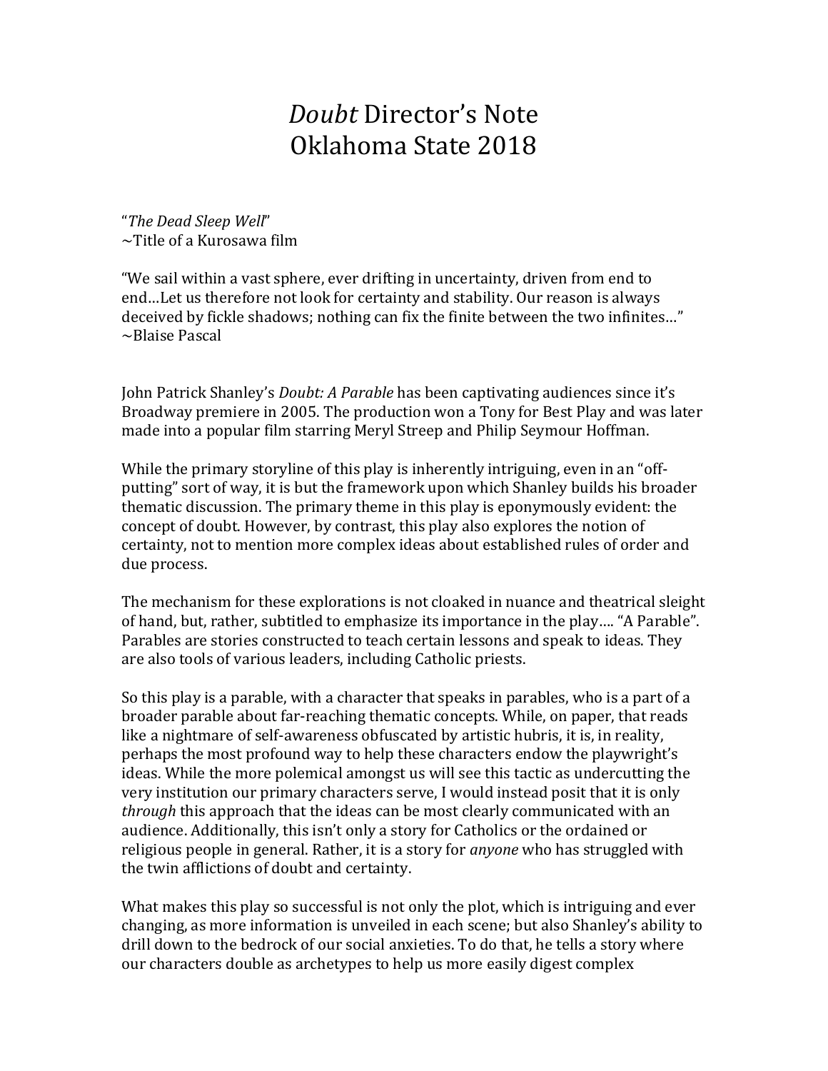# *Doubt* Director's Note
# Oklahoma State 2018

"*The Dead Sleep Well*"
~Title of a Kurosawa film

"We sail within a vast sphere, ever drifting in uncertainty, driven from end to end…Let us therefore not look for certainty and stability. Our reason is always deceived by fickle shadows; nothing can fix the finite between the two infinites…"
~Blaise Pascal

John Patrick Shanley's *Doubt: A Parable* has been captivating audiences since it's Broadway premiere in 2005. The production won a Tony for Best Play and was later made into a popular film starring Meryl Streep and Philip Seymour Hoffman.

While the primary storyline of this play is inherently intriguing, even in an "off-putting" sort of way, it is but the framework upon which Shanley builds his broader thematic discussion. The primary theme in this play is eponymously evident: the concept of doubt. However, by contrast, this play also explores the notion of certainty, not to mention more complex ideas about established rules of order and due process.

The mechanism for these explorations is not cloaked in nuance and theatrical sleight of hand, but, rather, subtitled to emphasize its importance in the play…. "A Parable". Parables are stories constructed to teach certain lessons and speak to ideas. They are also tools of various leaders, including Catholic priests.

So this play is a parable, with a character that speaks in parables, who is a part of a broader parable about far-reaching thematic concepts. While, on paper, that reads like a nightmare of self-awareness obfuscated by artistic hubris, it is, in reality, perhaps the most profound way to help these characters endow the playwright's ideas. While the more polemical amongst us will see this tactic as undercutting the very institution our primary characters serve, I would instead posit that it is only *through* this approach that the ideas can be most clearly communicated with an audience. Additionally, this isn't only a story for Catholics or the ordained or religious people in general. Rather, it is a story for *anyone* who has struggled with the twin afflictions of doubt and certainty.

What makes this play so successful is not only the plot, which is intriguing and ever changing, as more information is unveiled in each scene; but also Shanley's ability to drill down to the bedrock of our social anxieties. To do that, he tells a story where our characters double as archetypes to help us more easily digest complex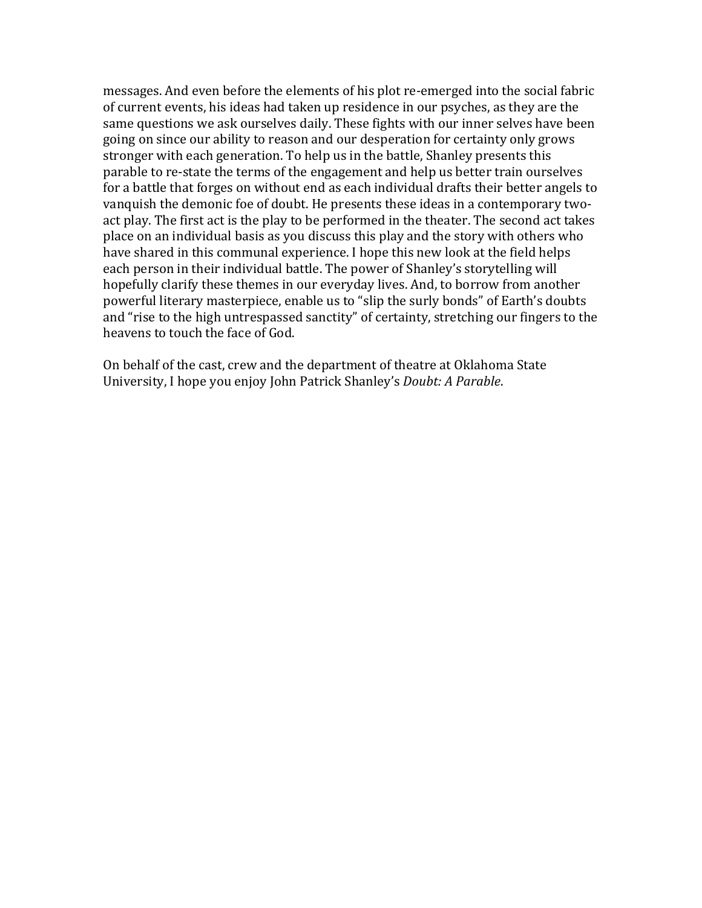messages. And even before the elements of his plot re-emerged into the social fabric of current events, his ideas had taken up residence in our psyches, as they are the same questions we ask ourselves daily. These fights with our inner selves have been going on since our ability to reason and our desperation for certainty only grows stronger with each generation. To help us in the battle, Shanley presents this parable to re-state the terms of the engagement and help us better train ourselves for a battle that forges on without end as each individual drafts their better angels to vanquish the demonic foe of doubt. He presents these ideas in a contemporary two-act play. The first act is the play to be performed in the theater. The second act takes place on an individual basis as you discuss this play and the story with others who have shared in this communal experience. I hope this new look at the field helps each person in their individual battle. The power of Shanley's storytelling will hopefully clarify these themes in our everyday lives. And, to borrow from another powerful literary masterpiece, enable us to "slip the surly bonds" of Earth's doubts and "rise to the high untrespassed sanctity" of certainty, stretching our fingers to the heavens to touch the face of God.

On behalf of the cast, crew and the department of theatre at Oklahoma State University, I hope you enjoy John Patrick Shanley's *Doubt: A Parable*.